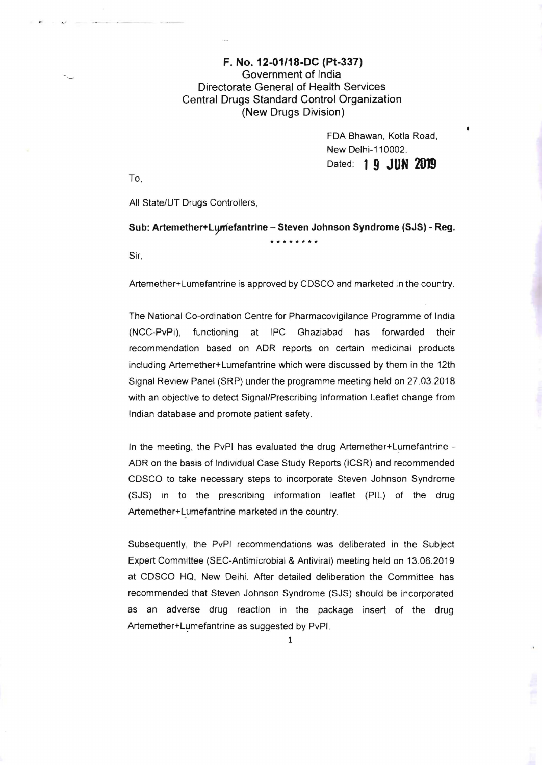**F. No. 12-01/18-DC (Pt-337)**
Government of India
Directorate General of Health Services
Central Drugs Standard Control Organization
(New Drugs Division)

FDA Bhawan, Kotla Road,
New Delhi-110002.
Dated: **19 JUN 2019**

To,

All State/UT Drugs Controllers,

**Sub: Artemether+Lumefantrine – Steven Johnson Syndrome (SJS) - Reg.**

\*\*\*\*\*\*\*\*

Sir,

Artemether+Lumefantrine is approved by CDSCO and marketed in the country.

The National Co-ordination Centre for Pharmacovigilance Programme of India (NCC-PvPI), functioning at IPC Ghaziabad has forwarded their recommendation based on ADR reports on certain medicinal products including Artemether+Lumefantrine which were discussed by them in the 12th Signal Review Panel (SRP) under the programme meeting held on 27.03.2018 with an objective to detect Signal/Prescribing Information Leaflet change from Indian database and promote patient safety.

In the meeting, the PvPI has evaluated the drug Artemether+Lumefantrine - ADR on the basis of Individual Case Study Reports (ICSR) and recommended CDSCO to take necessary steps to incorporate Steven Johnson Syndrome (SJS) in to the prescribing information leaflet (PIL) of the drug Artemether+Lumefantrine marketed in the country.

Subsequently, the PvPI recommendations was deliberated in the Subject Expert Committee (SEC-Antimicrobial & Antiviral) meeting held on 13.06.2019 at CDSCO HQ, New Delhi. After detailed deliberation the Committee has recommended that Steven Johnson Syndrome (SJS) should be incorporated as an adverse drug reaction in the package insert of the drug Artemether+Lumefantrine as suggested by PvPI.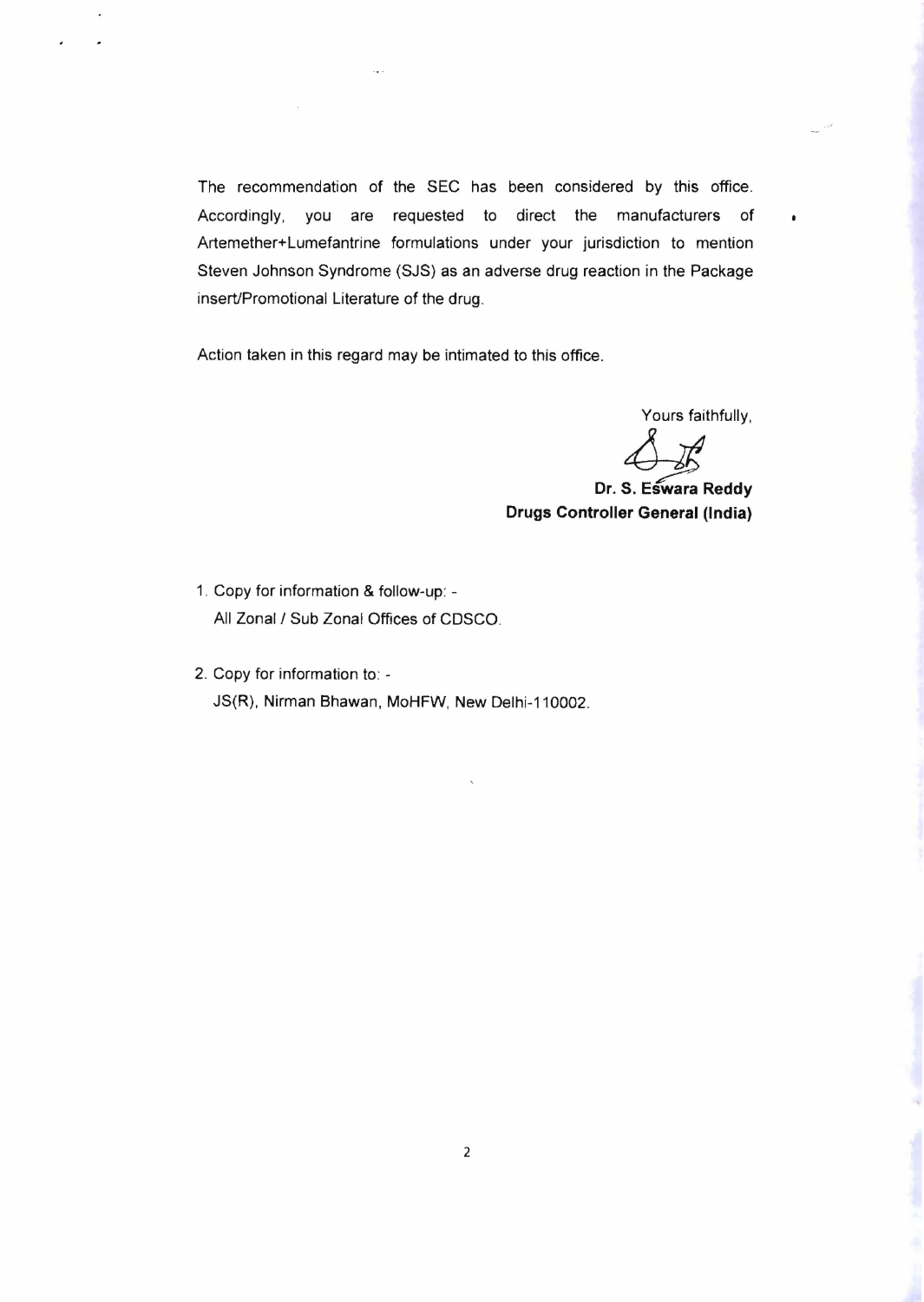The recommendation of the SEC has been considered by this office. Accordingly, you are requested to direct the manufacturers of Artemether+Lumefantrine formulations under your jurisdiction to mention Steven Johnson Syndrome (SJS) as an adverse drug reaction in the Package insert/Promotional Literature of the drug.

Action taken in this regard may be intimated to this office.

Yours faithfully,

**Dr. S. Eswara Reddy**
**Drugs Controller General (India)**

1. Copy for information & follow-up: -
   All Zonal / Sub Zonal Offices of CDSCO.

2. Copy for information to: -
   JS(R), Nirman Bhawan, MoHFW, New Delhi-110002.